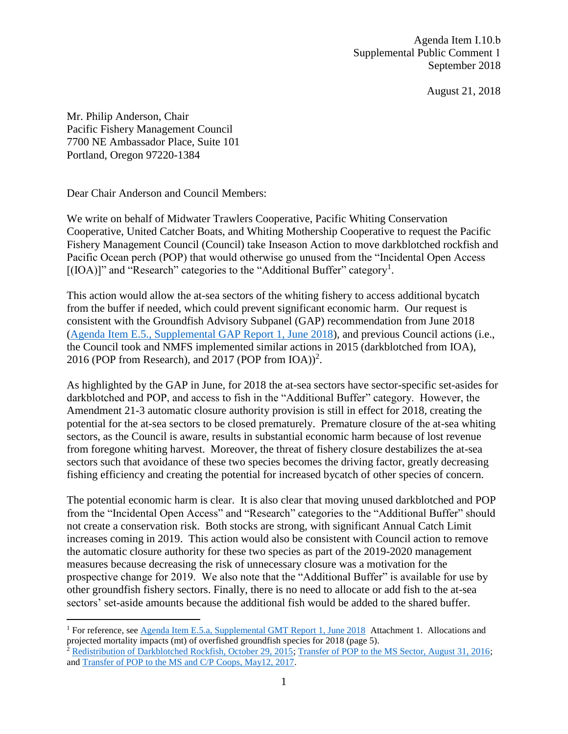Agenda Item I.10.b
Supplemental Public Comment 1
September 2018

August 21, 2018

Mr. Philip Anderson, Chair
Pacific Fishery Management Council
7700 NE Ambassador Place, Suite 101
Portland, Oregon 97220-1384

Dear Chair Anderson and Council Members:

We write on behalf of Midwater Trawlers Cooperative, Pacific Whiting Conservation Cooperative, United Catcher Boats, and Whiting Mothership Cooperative to request the Pacific Fishery Management Council (Council) take Inseason Action to move darkblotched rockfish and Pacific Ocean perch (POP) that would otherwise go unused from the "Incidental Open Access [(IOA)]" and "Research" categories to the "Additional Buffer" category[1].

This action would allow the at-sea sectors of the whiting fishery to access additional bycatch from the buffer if needed, which could prevent significant economic harm. Our request is consistent with the Groundfish Advisory Subpanel (GAP) recommendation from June 2018 (Agenda Item E.5., Supplemental GAP Report 1, June 2018), and previous Council actions (i.e., the Council took and NMFS implemented similar actions in 2015 (darkblotched from IOA), 2016 (POP from Research), and 2017 (POP from IOA))[2].

As highlighted by the GAP in June, for 2018 the at-sea sectors have sector-specific set-asides for darkblotched and POP, and access to fish in the "Additional Buffer" category. However, the Amendment 21-3 automatic closure authority provision is still in effect for 2018, creating the potential for the at-sea sectors to be closed prematurely. Premature closure of the at-sea whiting sectors, as the Council is aware, results in substantial economic harm because of lost revenue from foregone whiting harvest. Moreover, the threat of fishery closure destabilizes the at-sea sectors such that avoidance of these two species becomes the driving factor, greatly decreasing fishing efficiency and creating the potential for increased bycatch of other species of concern.

The potential economic harm is clear. It is also clear that moving unused darkblotched and POP from the "Incidental Open Access" and "Research" categories to the "Additional Buffer" should not create a conservation risk. Both stocks are strong, with significant Annual Catch Limit increases coming in 2019. This action would also be consistent with Council action to remove the automatic closure authority for these two species as part of the 2019-2020 management measures because decreasing the risk of unnecessary closure was a motivation for the prospective change for 2019. We also note that the "Additional Buffer" is available for use by other groundfish fishery sectors. Finally, there is no need to allocate or add fish to the at-sea sectors' set-aside amounts because the additional fish would be added to the shared buffer.

---

[1] For reference, see Agenda Item E.5.a, Supplemental GMT Report 1, June 2018 Attachment 1. Allocations and projected mortality impacts (mt) of overfished groundfish species for 2018 (page 5).

[2] Redistribution of Darkblotched Rockfish, October 29, 2015; Transfer of POP to the MS Sector, August 31, 2016; and Transfer of POP to the MS and C/P Coops, May12, 2017.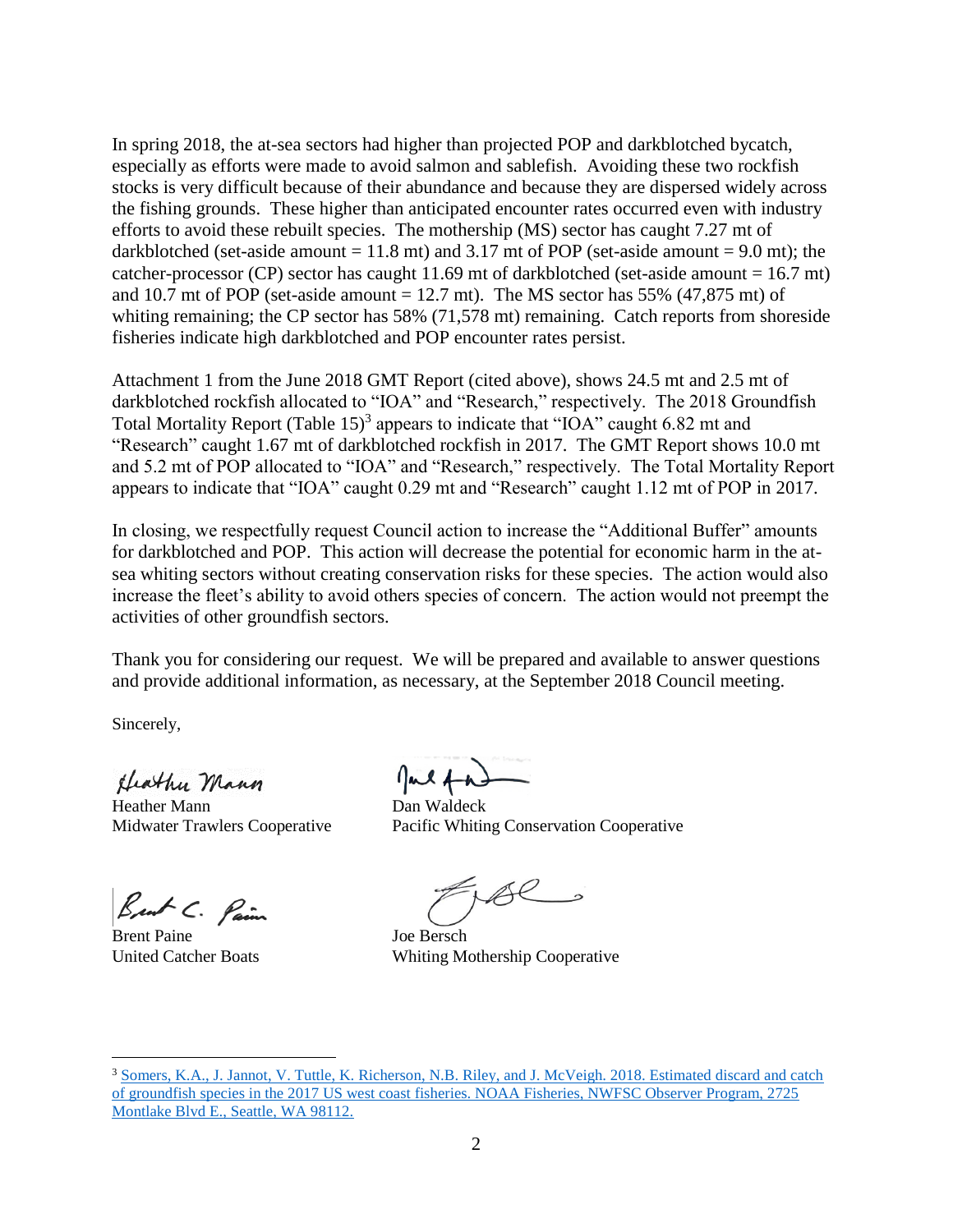In spring 2018, the at-sea sectors had higher than projected POP and darkblotched bycatch, especially as efforts were made to avoid salmon and sablefish. Avoiding these two rockfish stocks is very difficult because of their abundance and because they are dispersed widely across the fishing grounds. These higher than anticipated encounter rates occurred even with industry efforts to avoid these rebuilt species. The mothership (MS) sector has caught 7.27 mt of darkblotched (set-aside amount = 11.8 mt) and 3.17 mt of POP (set-aside amount = 9.0 mt); the catcher-processor (CP) sector has caught 11.69 mt of darkblotched (set-aside amount = 16.7 mt) and 10.7 mt of POP (set-aside amount = 12.7 mt). The MS sector has 55% (47,875 mt) of whiting remaining; the CP sector has 58% (71,578 mt) remaining. Catch reports from shoreside fisheries indicate high darkblotched and POP encounter rates persist.

Attachment 1 from the June 2018 GMT Report (cited above), shows 24.5 mt and 2.5 mt of darkblotched rockfish allocated to "IOA" and "Research," respectively. The 2018 Groundfish Total Mortality Report (Table 15)[3] appears to indicate that "IOA" caught 6.82 mt and "Research" caught 1.67 mt of darkblotched rockfish in 2017. The GMT Report shows 10.0 mt and 5.2 mt of POP allocated to "IOA" and "Research," respectively. The Total Mortality Report appears to indicate that "IOA" caught 0.29 mt and "Research" caught 1.12 mt of POP in 2017.

In closing, we respectfully request Council action to increase the "Additional Buffer" amounts for darkblotched and POP. This action will decrease the potential for economic harm in the at-sea whiting sectors without creating conservation risks for these species. The action would also increase the fleet's ability to avoid others species of concern. The action would not preempt the activities of other groundfish sectors.

Thank you for considering our request. We will be prepared and available to answer questions and provide additional information, as necessary, at the September 2018 Council meeting.

Sincerely,

Heather Mann
Midwater Trawlers Cooperative

Dan Waldeck
Pacific Whiting Conservation Cooperative

Brent Paine
United Catcher Boats

Joe Bersch
Whiting Mothership Cooperative

---

[3] Somers, K.A., J. Jannot, V. Tuttle, K. Richerson, N.B. Riley, and J. McVeigh. 2018. Estimated discard and catch of groundfish species in the 2017 US west coast fisheries. NOAA Fisheries, NWFSC Observer Program, 2725 Montlake Blvd E., Seattle, WA 98112.